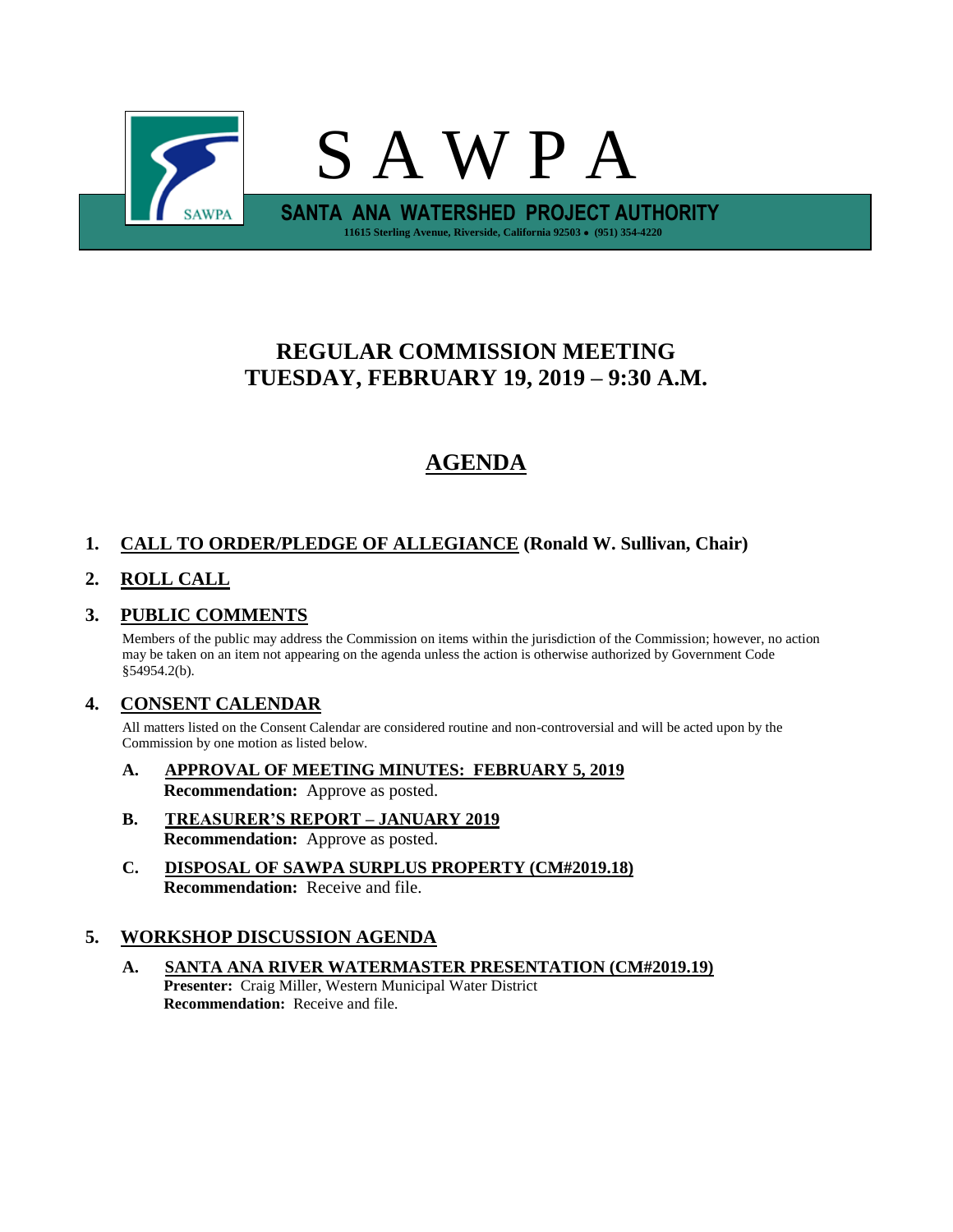# S A W P A

**SANTA ANA WATERSHED PROJECT AUTHORITY**

11615 Sterling Avenue, Riverside, California 92503 • (951) 354-4220

## REGULAR COMMISSION MEETING
## TUESDAY, FEBRUARY 19, 2019 – 9:30 A.M.

# AGENDA

### 1. CALL TO ORDER/PLEDGE OF ALLEGIANCE (Ronald W. Sullivan, Chair)

### 2. ROLL CALL

### 3. PUBLIC COMMENTS

Members of the public may address the Commission on items within the jurisdiction of the Commission; however, no action may be taken on an item not appearing on the agenda unless the action is otherwise authorized by Government Code §54954.2(b).

### 4. CONSENT CALENDAR

All matters listed on the Consent Calendar are considered routine and non-controversial and will be acted upon by the Commission by one motion as listed below.

**A. APPROVAL OF MEETING MINUTES: FEBRUARY 5, 2019**
**Recommendation:** Approve as posted.

**B. TREASURER'S REPORT – JANUARY 2019**
**Recommendation:** Approve as posted.

**C. DISPOSAL OF SAWPA SURPLUS PROPERTY (CM#2019.18)**
**Recommendation:** Receive and file.

### 5. WORKSHOP DISCUSSION AGENDA

**A. SANTA ANA RIVER WATERMASTER PRESENTATION (CM#2019.19)**
**Presenter:** Craig Miller, Western Municipal Water District
**Recommendation:** Receive and file.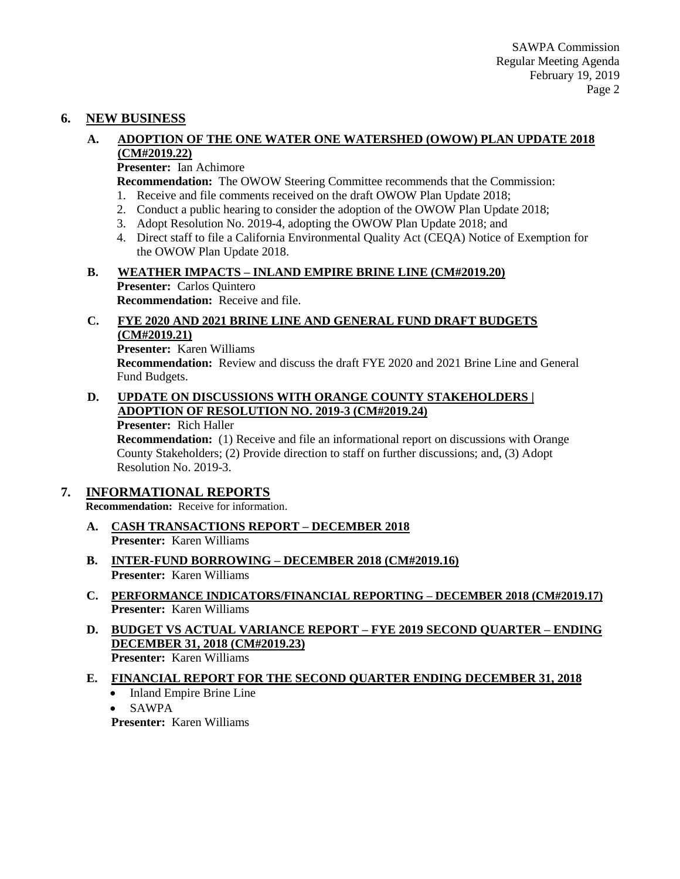## 6. NEW BUSINESS

### A. ADOPTION OF THE ONE WATER ONE WATERSHED (OWOW) PLAN UPDATE 2018 (CM#2019.22)

**Presenter:** Ian Achimore

**Recommendation:** The OWOW Steering Committee recommends that the Commission:

1. Receive and file comments received on the draft OWOW Plan Update 2018;
2. Conduct a public hearing to consider the adoption of the OWOW Plan Update 2018;
3. Adopt Resolution No. 2019-4, adopting the OWOW Plan Update 2018; and
4. Direct staff to file a California Environmental Quality Act (CEQA) Notice of Exemption for the OWOW Plan Update 2018.

### B. WEATHER IMPACTS – INLAND EMPIRE BRINE LINE (CM#2019.20)

**Presenter:** Carlos Quintero

**Recommendation:** Receive and file.

### C. FYE 2020 AND 2021 BRINE LINE AND GENERAL FUND DRAFT BUDGETS (CM#2019.21)

**Presenter:** Karen Williams

**Recommendation:** Review and discuss the draft FYE 2020 and 2021 Brine Line and General Fund Budgets.

### D. UPDATE ON DISCUSSIONS WITH ORANGE COUNTY STAKEHOLDERS | ADOPTION OF RESOLUTION NO. 2019-3 (CM#2019.24)

**Presenter:** Rich Haller

**Recommendation:** (1) Receive and file an informational report on discussions with Orange County Stakeholders; (2) Provide direction to staff on further discussions; and, (3) Adopt Resolution No. 2019-3.

## 7. INFORMATIONAL REPORTS

**Recommendation:** Receive for information.

### A. CASH TRANSACTIONS REPORT – DECEMBER 2018

**Presenter:** Karen Williams

### B. INTER-FUND BORROWING – DECEMBER 2018 (CM#2019.16)

**Presenter:** Karen Williams

### C. PERFORMANCE INDICATORS/FINANCIAL REPORTING – DECEMBER 2018 (CM#2019.17)

**Presenter:** Karen Williams

### D. BUDGET VS ACTUAL VARIANCE REPORT – FYE 2019 SECOND QUARTER – ENDING DECEMBER 31, 2018 (CM#2019.23)

**Presenter:** Karen Williams

### E. FINANCIAL REPORT FOR THE SECOND QUARTER ENDING DECEMBER 31, 2018

- Inland Empire Brine Line
- SAWPA

**Presenter:** Karen Williams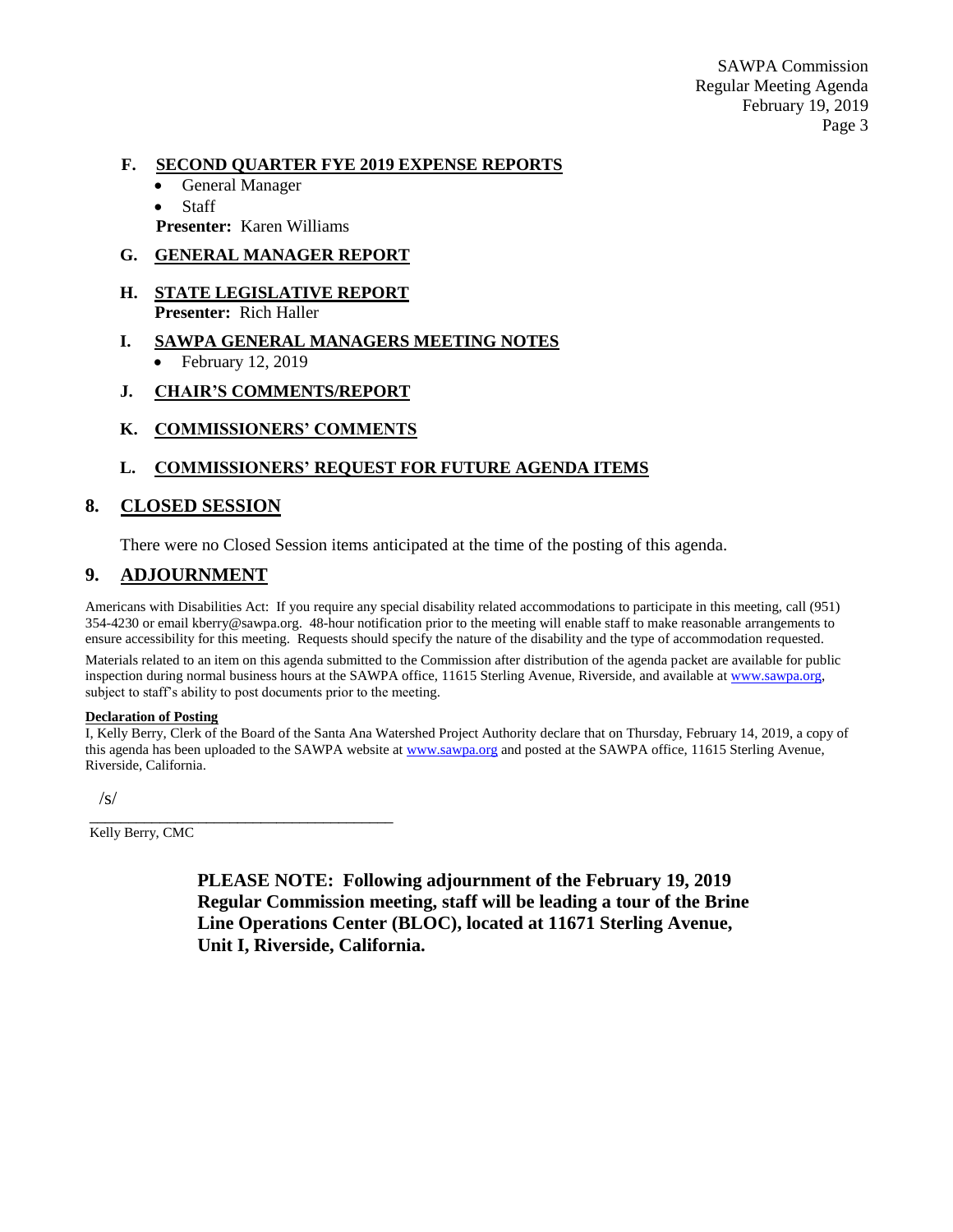**F. SECOND QUARTER FYE 2019 EXPENSE REPORTS**

- General Manager
- Staff

**Presenter:** Karen Williams

**G. GENERAL MANAGER REPORT**

**H. STATE LEGISLATIVE REPORT**

**Presenter:** Rich Haller

**I. SAWPA GENERAL MANAGERS MEETING NOTES**

- February 12, 2019

**J. CHAIR'S COMMENTS/REPORT**

**K. COMMISSIONERS' COMMENTS**

**L. COMMISSIONERS' REQUEST FOR FUTURE AGENDA ITEMS**

## 8. CLOSED SESSION

There were no Closed Session items anticipated at the time of the posting of this agenda.

## 9. ADJOURNMENT

Americans with Disabilities Act: If you require any special disability related accommodations to participate in this meeting, call (951) 354-4230 or email kberry@sawpa.org. 48-hour notification prior to the meeting will enable staff to make reasonable arrangements to ensure accessibility for this meeting. Requests should specify the nature of the disability and the type of accommodation requested.

Materials related to an item on this agenda submitted to the Commission after distribution of the agenda packet are available for public inspection during normal business hours at the SAWPA office, 11615 Sterling Avenue, Riverside, and available at www.sawpa.org, subject to staff's ability to post documents prior to the meeting.

**Declaration of Posting**

I, Kelly Berry, Clerk of the Board of the Santa Ana Watershed Project Authority declare that on Thursday, February 14, 2019, a copy of this agenda has been uploaded to the SAWPA website at www.sawpa.org and posted at the SAWPA office, 11615 Sterling Avenue, Riverside, California.

/s/

\_\_\_\_\_\_\_\_\_\_\_\_\_\_\_\_\_\_\_\_\_\_\_\_\_\_\_\_\_\_\_\_\_\_\_\_\_\_\_\_

Kelly Berry, CMC

**PLEASE NOTE: Following adjournment of the February 19, 2019 Regular Commission meeting, staff will be leading a tour of the Brine Line Operations Center (BLOC), located at 11671 Sterling Avenue, Unit I, Riverside, California.**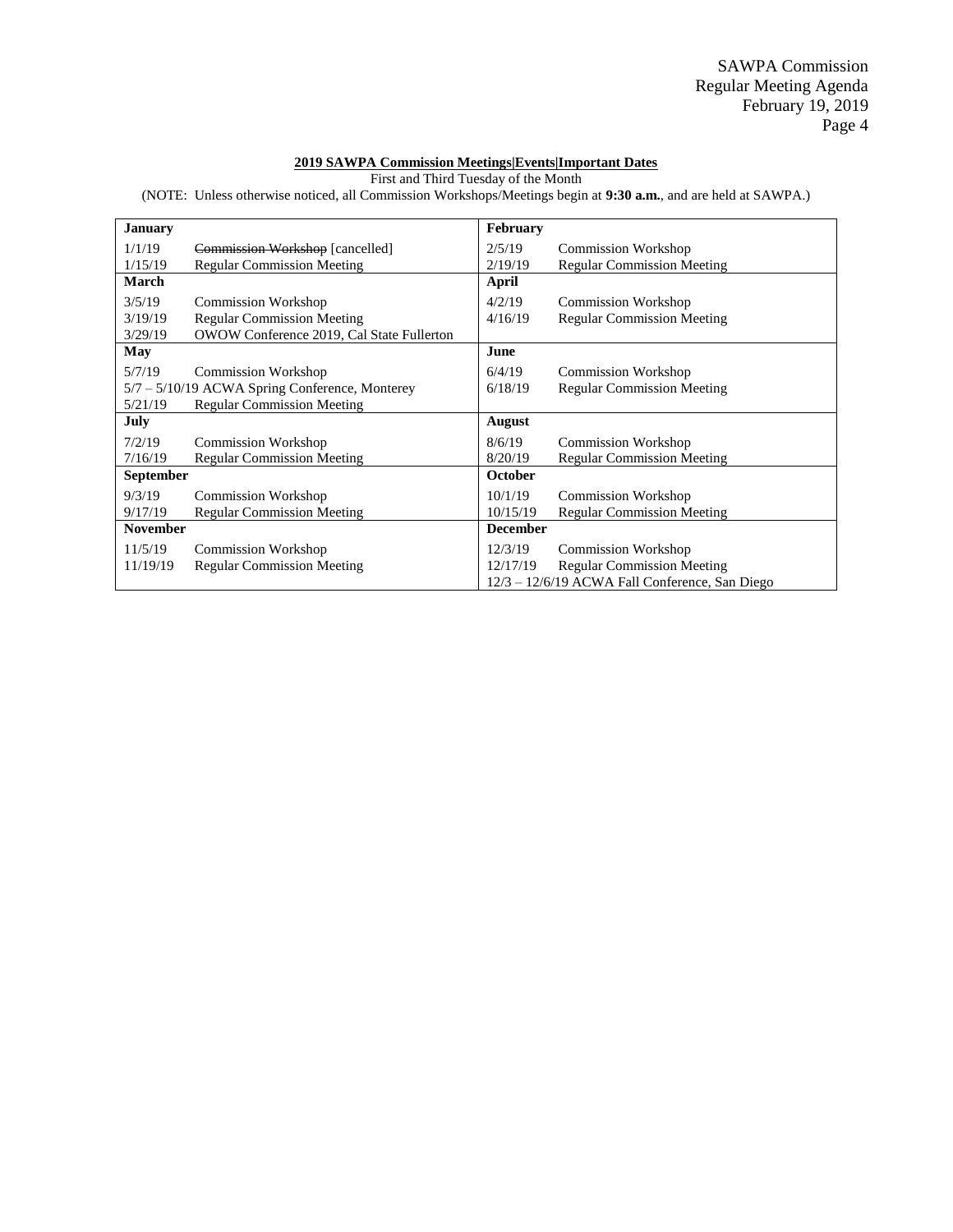**2019 SAWPA Commission Meetings|Events|Important Dates**

First and Third Tuesday of the Month

(NOTE: Unless otherwise noticed, all Commission Workshops/Meetings begin at **9:30 a.m.**, and are held at SAWPA.)

| | | | |
|---|---|---|---|
| **January** | | **February** | |
| 1/1/19 | ~~Commission Workshop~~ [cancelled] | 2/5/19 | Commission Workshop |
| 1/15/19 | Regular Commission Meeting | 2/19/19 | Regular Commission Meeting |
| **March** | | **April** | |
| 3/5/19 | Commission Workshop | 4/2/19 | Commission Workshop |
| 3/19/19 | Regular Commission Meeting | 4/16/19 | Regular Commission Meeting |
| 3/29/19 | OWOW Conference 2019, Cal State Fullerton | | |
| **May** | | **June** | |
| 5/7/19 | Commission Workshop | 6/4/19 | Commission Workshop |
| 5/7 – 5/10/19 | ACWA Spring Conference, Monterey | 6/18/19 | Regular Commission Meeting |
| 5/21/19 | Regular Commission Meeting | | |
| **July** | | **August** | |
| 7/2/19 | Commission Workshop | 8/6/19 | Commission Workshop |
| 7/16/19 | Regular Commission Meeting | 8/20/19 | Regular Commission Meeting |
| **September** | | **October** | |
| 9/3/19 | Commission Workshop | 10/1/19 | Commission Workshop |
| 9/17/19 | Regular Commission Meeting | 10/15/19 | Regular Commission Meeting |
| **November** | | **December** | |
| 11/5/19 | Commission Workshop | 12/3/19 | Commission Workshop |
| 11/19/19 | Regular Commission Meeting | 12/17/19 | Regular Commission Meeting |
| | | 12/3 – 12/6/19 | ACWA Fall Conference, San Diego |